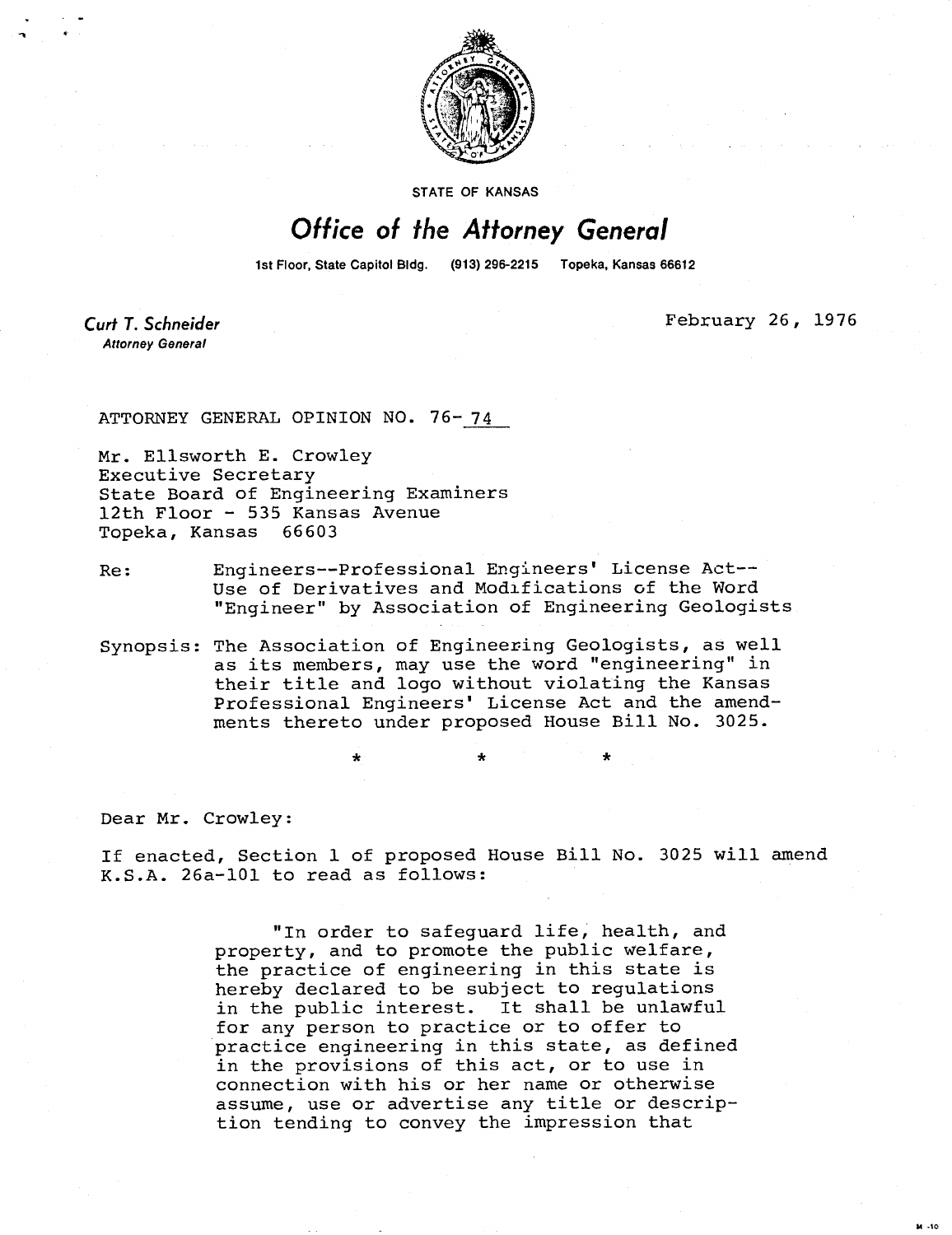STATE OF KANSAS

# Office of the Attorney General

1st Floor, State Capitol Bldg. (913) 296-2215 Topeka, Kansas 66612

***Curt T. Schneider***
*Attorney General*

February 26, 1976

ATTORNEY GENERAL OPINION NO. 76-74

Mr. Ellsworth E. Crowley
Executive Secretary
State Board of Engineering Examiners
12th Floor - 535 Kansas Avenue
Topeka, Kansas 66603

Re: Engineers--Professional Engineers' License Act--Use of Derivatives and Modifications of the Word "Engineer" by Association of Engineering Geologists

Synopsis: The Association of Engineering Geologists, as well as its members, may use the word "engineering" in their title and logo without violating the Kansas Professional Engineers' License Act and the amendments thereto under proposed House Bill No. 3025.

\* \* \*

Dear Mr. Crowley:

If enacted, Section 1 of proposed House Bill No. 3025 will amend K.S.A. 26a-101 to read as follows:

> "In order to safeguard life, health, and property, and to promote the public welfare, the practice of engineering in this state is hereby declared to be subject to regulations in the public interest. It shall be unlawful for any person to practice or to offer to practice engineering in this state, as defined in the provisions of this act, or to use in connection with his or her name or otherwise assume, use or advertise any title or description tending to convey the impression that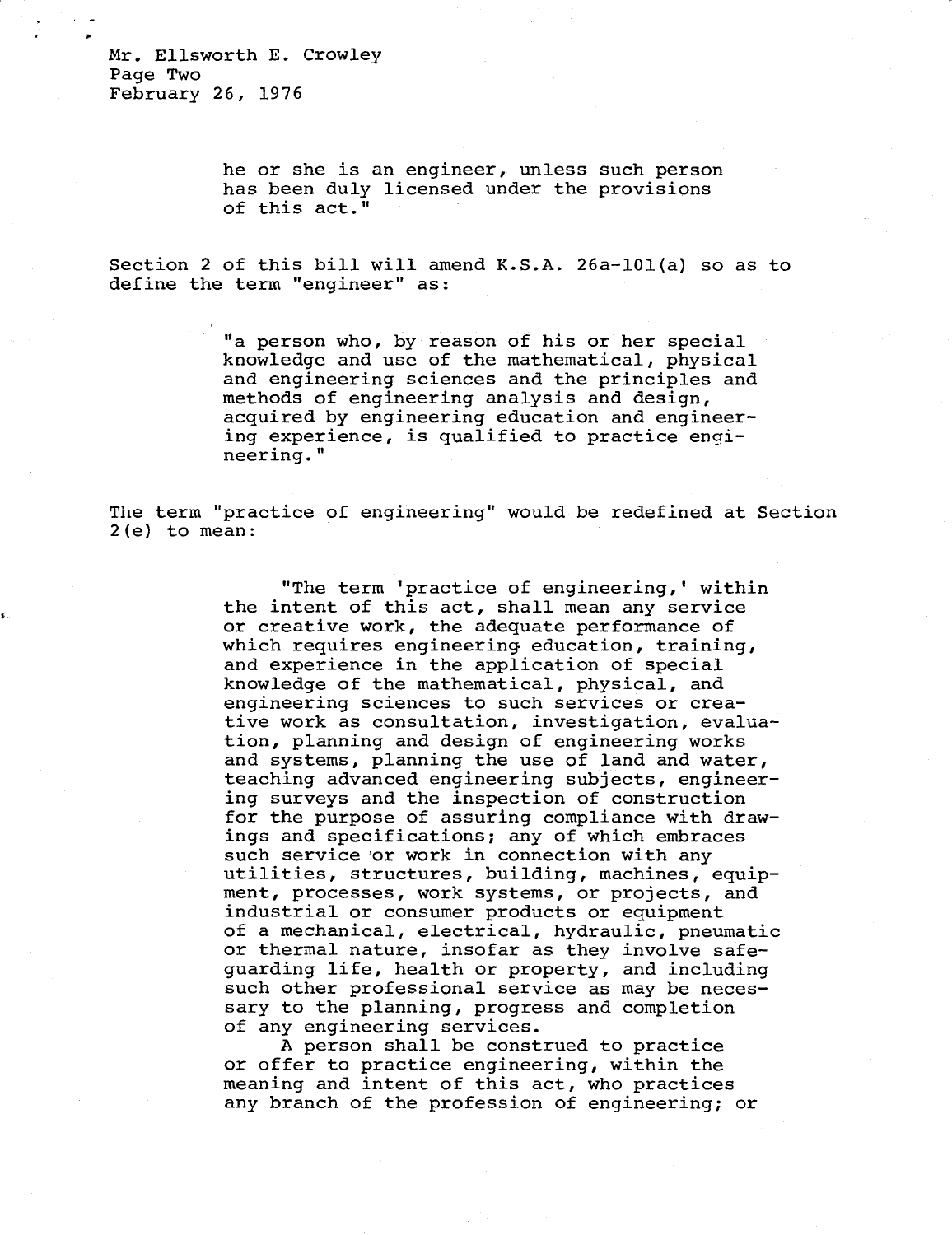he or she is an engineer, unless such person has been duly licensed under the provisions of this act."

Section 2 of this bill will amend K.S.A. 26a-101(a) so as to define the term "engineer" as:

> "a person who, by reason of his or her special knowledge and use of the mathematical, physical and engineering sciences and the principles and methods of engineering analysis and design, acquired by engineering education and engineering experience, is qualified to practice engineering."

The term "practice of engineering" would be redefined at Section 2(e) to mean:

> "The term 'practice of engineering,' within the intent of this act, shall mean any service or creative work, the adequate performance of which requires engineering education, training, and experience in the application of special knowledge of the mathematical, physical, and engineering sciences to such services or creative work as consultation, investigation, evaluation, planning and design of engineering works and systems, planning the use of land and water, teaching advanced engineering subjects, engineering surveys and the inspection of construction for the purpose of assuring compliance with drawings and specifications; any of which embraces such service or work in connection with any utilities, structures, building, machines, equipment, processes, work systems, or projects, and industrial or consumer products or equipment of a mechanical, electrical, hydraulic, pneumatic or thermal nature, insofar as they involve safeguarding life, health or property, and including such other professional service as may be necessary to the planning, progress and completion of any engineering services.
>
> A person shall be construed to practice or offer to practice engineering, within the meaning and intent of this act, who practices any branch of the profession of engineering; or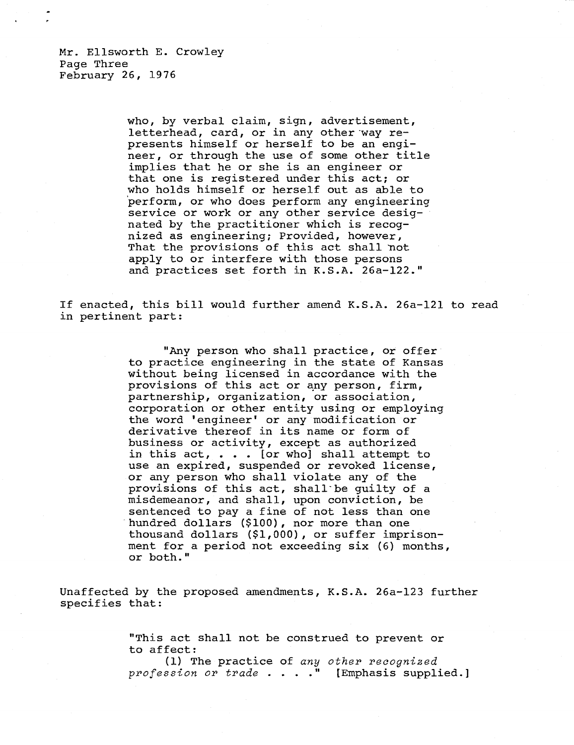> who, by verbal claim, sign, advertisement, letterhead, card, or in any other way represents himself or herself to be an engineer, or through the use of some other title implies that he or she is an engineer or that one is registered under this act; or who holds himself or herself out as able to perform, or who does perform any engineering service or work or any other service designated by the practitioner which is recognized as engineering; Provided, however, That the provisions of this act shall not apply to or interfere with those persons and practices set forth in K.S.A. 26a-122."

If enacted, this bill would further amend K.S.A. 26a-121 to read in pertinent part:

> "Any person who shall practice, or offer to practice engineering in the state of Kansas without being licensed in accordance with the provisions of this act or any person, firm, partnership, organization, or association, corporation or other entity using or employing the word 'engineer' or any modification or derivative thereof in its name or form of business or activity, except as authorized in this act, . . . [or who] shall attempt to use an expired, suspended or revoked license, or any person who shall violate any of the provisions of this act, shall be guilty of a misdemeanor, and shall, upon conviction, be sentenced to pay a fine of not less than one hundred dollars ($100), nor more than one thousand dollars ($1,000), or suffer imprisonment for a period not exceeding six (6) months, or both."

Unaffected by the proposed amendments, K.S.A. 26a-123 further specifies that:

> "This act shall not be construed to prevent or to affect:
>
> (1) The practice of *any other recognized profession or trade* . . . ." [Emphasis supplied.]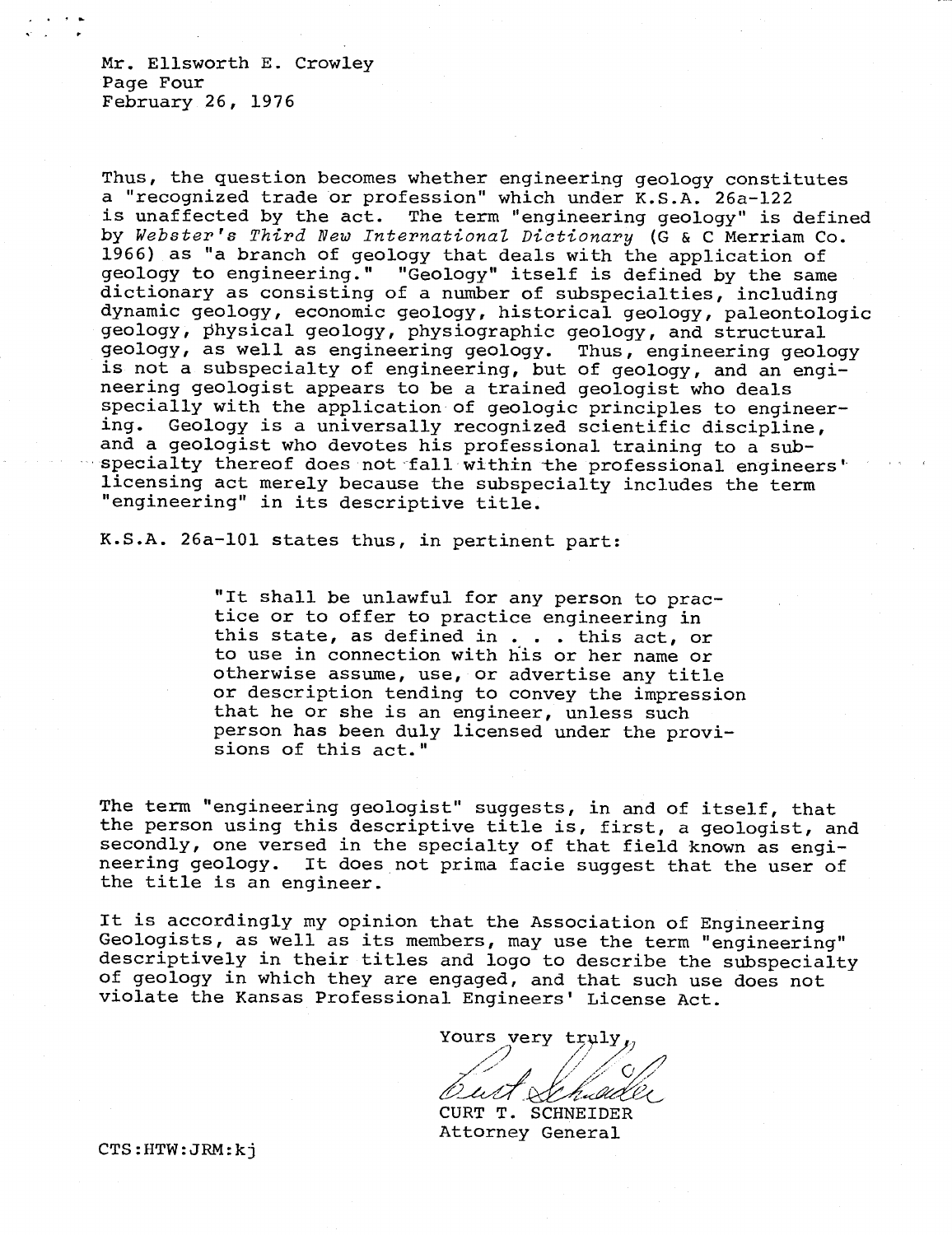Mr. Ellsworth E. Crowley
Page Four
February 26, 1976

Thus, the question becomes whether engineering geology constitutes a "recognized trade or profession" which under K.S.A. 26a-122 is unaffected by the act. The term "engineering geology" is defined by *Webster's Third New International Dictionary* (G & C Merriam Co. 1966) as "a branch of geology that deals with the application of geology to engineering." "Geology" itself is defined by the same dictionary as consisting of a number of subspecialties, including dynamic geology, economic geology, historical geology, paleontologic geology, physical geology, physiographic geology, and structural geology, as well as engineering geology. Thus, engineering geology is not a subspecialty of engineering, but of geology, and an engineering geologist appears to be a trained geologist who deals specially with the application of geologic principles to engineering. Geology is a universally recognized scientific discipline, and a geologist who devotes his professional training to a subspecialty thereof does not fall within the professional engineers' licensing act merely because the subspecialty includes the term "engineering" in its descriptive title.

K.S.A. 26a-101 states thus, in pertinent part:

> "It shall be unlawful for any person to practice or to offer to practice engineering in this state, as defined in . . . this act, or to use in connection with his or her name or otherwise assume, use, or advertise any title or description tending to convey the impression that he or she is an engineer, unless such person has been duly licensed under the provisions of this act."

The term "engineering geologist" suggests, in and of itself, that the person using this descriptive title is, first, a geologist, and secondly, one versed in the specialty of that field known as engineering geology. It does not prima facie suggest that the user of the title is an engineer.

It is accordingly my opinion that the Association of Engineering Geologists, as well as its members, may use the term "engineering" descriptively in their titles and logo to describe the subspecialty of geology in which they are engaged, and that such use does not violate the Kansas Professional Engineers' License Act.

Yours very truly,

Curt Schneider

CURT T. SCHNEIDER
Attorney General

CTS:HTW:JRM:kj